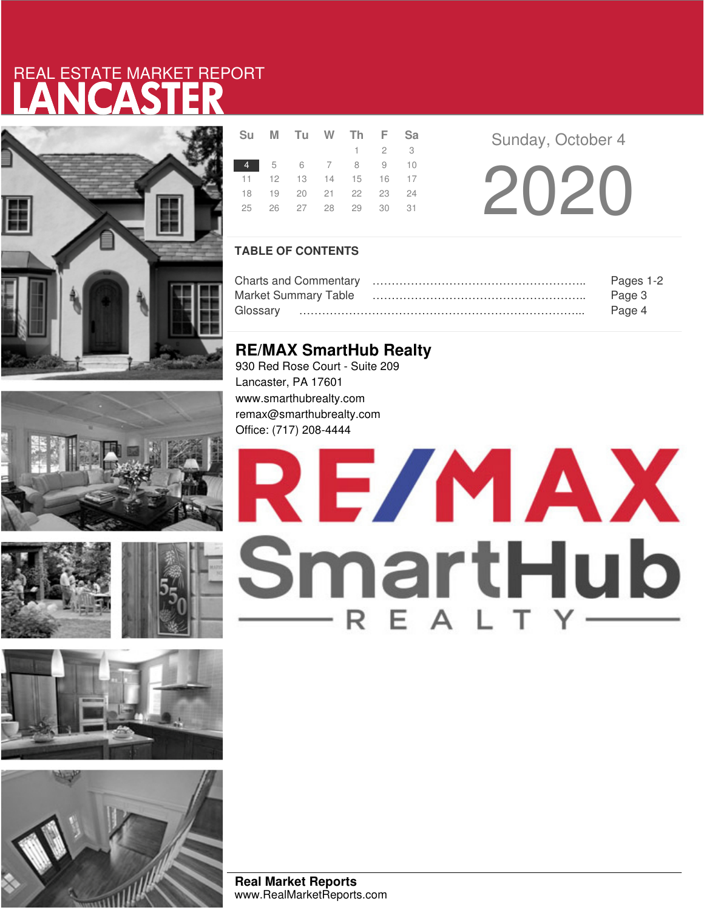REAL ESTATE MARKET REPORT

# LANCASTER

| Su | M | Tu | W | Th | F | Sa |
|---|---|---|---|---|---|---|
| | | | | 1 | 2 | 3 |
| **4** | 5 | 6 | 7 | 8 | 9 | 10 |
| 11 | 12 | 13 | 14 | 15 | 16 | 17 |
| 18 | 19 | 20 | 21 | 22 | 23 | 24 |
| 25 | 26 | 27 | 28 | 29 | 30 | 31 |

Sunday, October 4

2020

## TABLE OF CONTENTS

| | |
|---|---|
| Charts and Commentary | Pages 1-2 |
| Market Summary Table | Page 3 |
| Glossary | Page 4 |

## RE/MAX SmartHub Realty

930 Red Rose Court - Suite 209
Lancaster, PA 17601
www.smarthubrealty.com
remax@smarthubrealty.com
Office: (717) 208-4444

RE/MAX SmartHub REALTY

**Real Market Reports**
www.RealMarketReports.com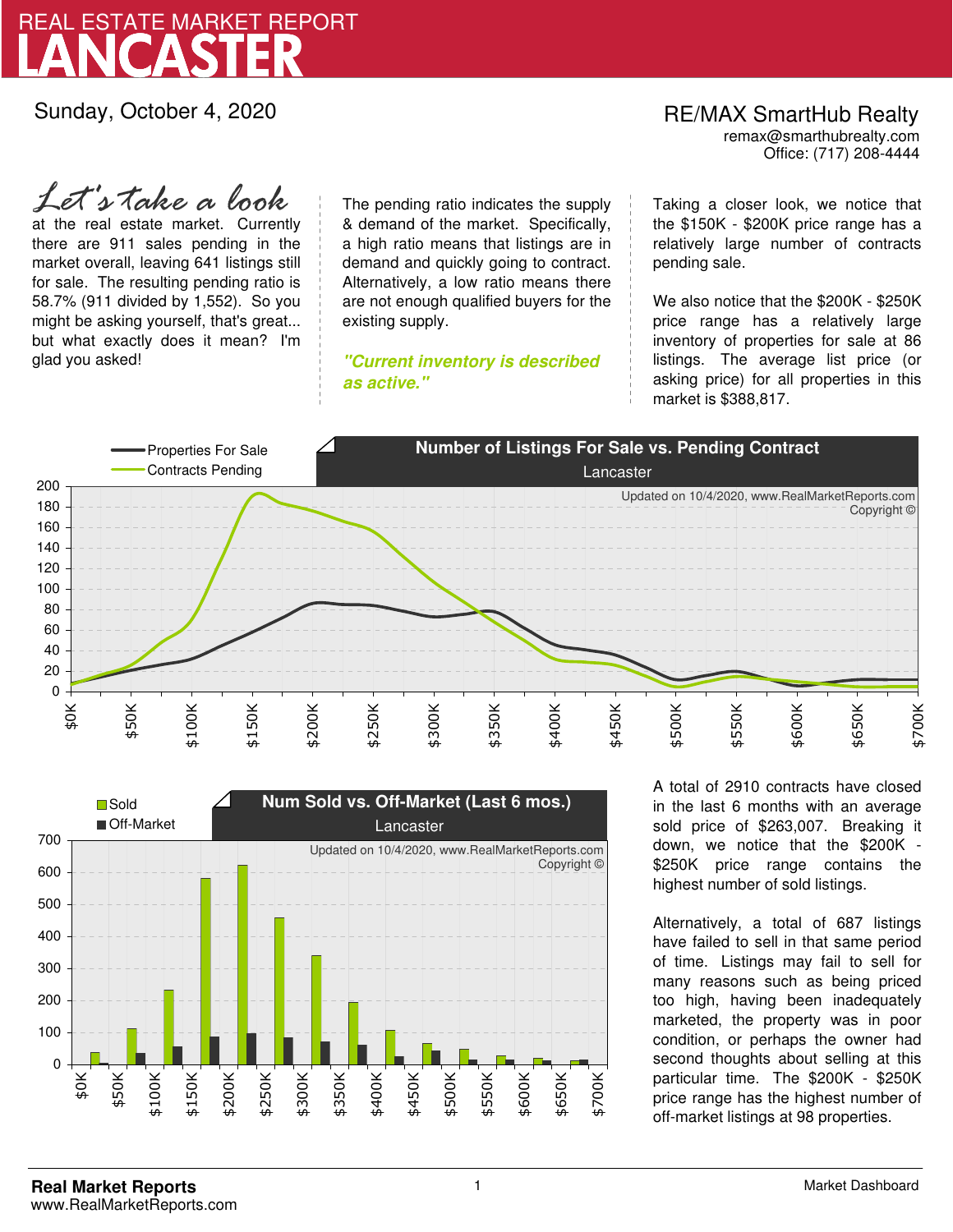# REAL ESTATE MARKET REPORT
# LANCASTER

Sunday, October 4, 2020

RE/MAX SmartHub Realty
remax@smarthubrealty.com
Office: (717) 208-4444

*Let's take a look* at the real estate market. Currently there are 911 sales pending in the market overall, leaving 641 listings still for sale. The resulting pending ratio is 58.7% (911 divided by 1,552). So you might be asking yourself, that's great... but what exactly does it mean? I'm glad you asked!

The pending ratio indicates the supply & demand of the market. Specifically, a high ratio means that listings are in demand and quickly going to contract. Alternatively, a low ratio means there are not enough qualified buyers for the existing supply.

***"Current inventory is described as active."***

Taking a closer look, we notice that the $150K - $200K price range has a relatively large number of contracts pending sale.

We also notice that the $200K - $250K price range has a relatively large inventory of properties for sale at 86 listings. The average list price (or asking price) for all properties in this market is $388,817.

**Number of Listings For Sale vs. Pending Contract**
Lancaster

A total of 2910 contracts have closed in the last 6 months with an average sold price of $263,007. Breaking it down, we notice that the $200K - $250K price range contains the highest number of sold listings.

Alternatively, a total of 687 listings have failed to sell in that same period of time. Listings may fail to sell for many reasons such as being priced too high, having been inadequately marketed, the property was in poor condition, or perhaps the owner had second thoughts about selling at this particular time. The $200K - $250K price range has the highest number of off-market listings at 98 properties.

**Num Sold vs. Off-Market (Last 6 mos.)**
Lancaster

**Real Market Reports**
www.RealMarketReports.com

Market Dashboard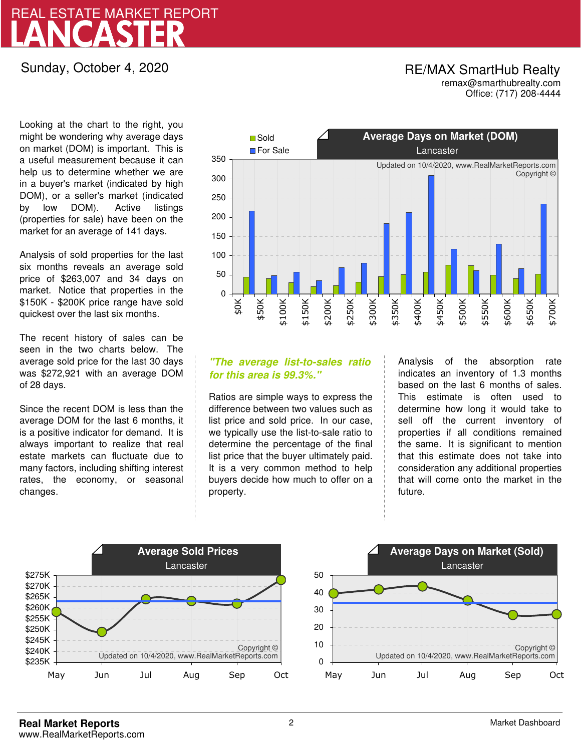# REAL ESTATE MARKET REPORT
# LANCASTER

Sunday, October 4, 2020

RE/MAX SmartHub Realty
remax@smarthubrealty.com
Office: (717) 208-4444

Looking at the chart to the right, you might be wondering why average days on market (DOM) is important. This is a useful measurement because it can help us to determine whether we are in a buyer's market (indicated by high DOM), or a seller's market (indicated by low DOM). Active listings (properties for sale) have been on the market for an average of 141 days.

Analysis of sold properties for the last six months reveals an average sold price of $263,007 and 34 days on market. Notice that properties in the $150K - $200K price range have sold quickest over the last six months.

The recent history of sales can be seen in the two charts below. The average sold price for the last 30 days was $272,921 with an average DOM of 28 days.

Since the recent DOM is less than the average DOM for the last 6 months, it is a positive indicator for demand. It is always important to realize that real estate markets can fluctuate due to many factors, including shifting interest rates, the economy, or seasonal changes.

**Average Days on Market (DOM)**
Lancaster

Sold / For Sale

Updated on 10/4/2020, www.RealMarketReports.com
Copyright ©

***"The average list-to-sales ratio for this area is 99.3%."***

Ratios are simple ways to express the difference between two values such as list price and sold price. In our case, we typically use the list-to-sale ratio to determine the percentage of the final list price that the buyer ultimately paid. It is a very common method to help buyers decide how much to offer on a property.

Analysis of the absorption rate indicates an inventory of 1.3 months based on the last 6 months of sales. This estimate is often used to determine how long it would take to sell off the current inventory of properties if all conditions remained the same. It is significant to mention that this estimate does not take into consideration any additional properties that will come onto the market in the future.

**Average Sold Prices**
Lancaster

Copyright ©
Updated on 10/4/2020, www.RealMarketReports.com

**Average Days on Market (Sold)**
Lancaster

Copyright ©
Updated on 10/4/2020, www.RealMarketReports.com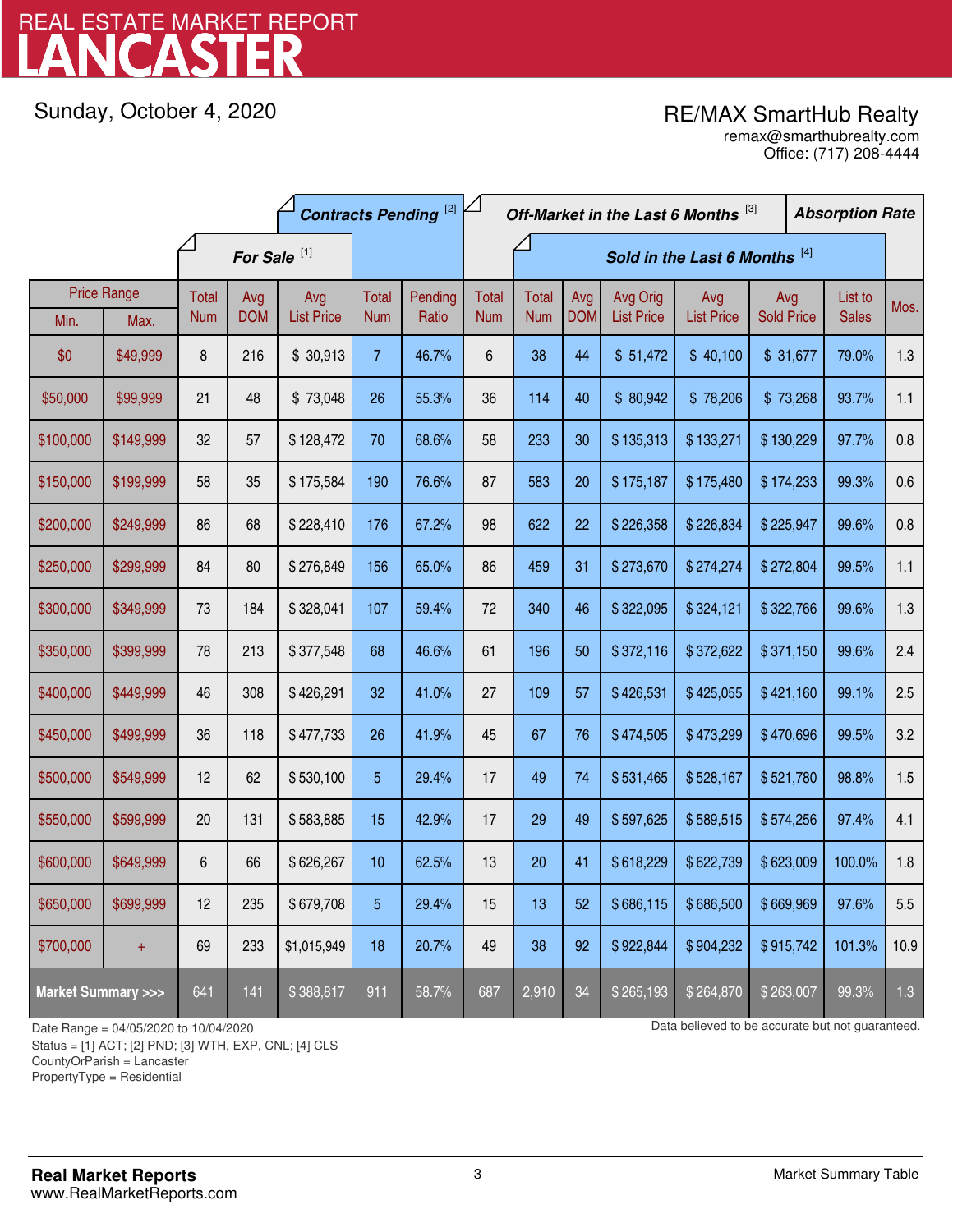# LANCASTER

REAL ESTATE MARKET REPORT

Sunday, October 4, 2020

RE/MAX SmartHub Realty
remax@smarthubrealty.com
Office: (717) 208-4444

| Price Range | | For Sale [1] | | | Contracts Pending [2] | | Off-Market in the Last 6 Months [3] | Sold in the Last 6 Months [4] | | | | | | Absorption Rate |
|---|---|---|---|---|---|---|---|---|---|---|---|---|---|---|
| Min. | Max. | Total Num | Avg DOM | Avg List Price | Total Num | Pending Ratio | Total Num | Total Num | Avg DOM | Avg Orig List Price | Avg List Price | Avg Sold Price | List to Sales | Mos. |
| $0 | $49,999 | 8 | 216 | $ 30,913 | 7 | 46.7% | 6 | 38 | 44 | $ 51,472 | $ 40,100 | $ 31,677 | 79.0% | 1.3 |
| $50,000 | $99,999 | 21 | 48 | $ 73,048 | 26 | 55.3% | 36 | 114 | 40 | $ 80,942 | $ 78,206 | $ 73,268 | 93.7% | 1.1 |
| $100,000 | $149,999 | 32 | 57 | $ 128,472 | 70 | 68.6% | 58 | 233 | 30 | $ 135,313 | $ 133,271 | $ 130,229 | 97.7% | 0.8 |
| $150,000 | $199,999 | 58 | 35 | $ 175,584 | 190 | 76.6% | 87 | 583 | 20 | $ 175,187 | $ 175,480 | $ 174,233 | 99.3% | 0.6 |
| $200,000 | $249,999 | 86 | 68 | $ 228,410 | 176 | 67.2% | 98 | 622 | 22 | $ 226,358 | $ 226,834 | $ 225,947 | 99.6% | 0.8 |
| $250,000 | $299,999 | 84 | 80 | $ 276,849 | 156 | 65.0% | 86 | 459 | 31 | $ 273,670 | $ 274,274 | $ 272,804 | 99.5% | 1.1 |
| $300,000 | $349,999 | 73 | 184 | $ 328,041 | 107 | 59.4% | 72 | 340 | 46 | $ 322,095 | $ 324,121 | $ 322,766 | 99.6% | 1.3 |
| $350,000 | $399,999 | 78 | 213 | $ 377,548 | 68 | 46.6% | 61 | 196 | 50 | $ 372,116 | $ 372,622 | $ 371,150 | 99.6% | 2.4 |
| $400,000 | $449,999 | 46 | 308 | $ 426,291 | 32 | 41.0% | 27 | 109 | 57 | $ 426,531 | $ 425,055 | $ 421,160 | 99.1% | 2.5 |
| $450,000 | $499,999 | 36 | 118 | $ 477,733 | 26 | 41.9% | 45 | 67 | 76 | $ 474,505 | $ 473,299 | $ 470,696 | 99.5% | 3.2 |
| $500,000 | $549,999 | 12 | 62 | $ 530,100 | 5 | 29.4% | 17 | 49 | 74 | $ 531,465 | $ 528,167 | $ 521,780 | 98.8% | 1.5 |
| $550,000 | $599,999 | 20 | 131 | $ 583,885 | 15 | 42.9% | 17 | 29 | 49 | $ 597,625 | $ 589,515 | $ 574,256 | 97.4% | 4.1 |
| $600,000 | $649,999 | 6 | 66 | $ 626,267 | 10 | 62.5% | 13 | 20 | 41 | $ 618,229 | $ 622,739 | $ 623,009 | 100.0% | 1.8 |
| $650,000 | $699,999 | 12 | 235 | $ 679,708 | 5 | 29.4% | 15 | 13 | 52 | $ 686,115 | $ 686,500 | $ 669,969 | 97.6% | 5.5 |
| $700,000 | + | 69 | 233 | $1,015,949 | 18 | 20.7% | 49 | 38 | 92 | $ 922,844 | $ 904,232 | $ 915,742 | 101.3% | 10.9 |
| **Market Summary >>>** | | 641 | 141 | $ 388,817 | 911 | 58.7% | 687 | 2,910 | 34 | $ 265,193 | $ 264,870 | $ 263,007 | 99.3% | 1.3 |

Date Range = 04/05/2020 to 10/04/2020
Status = [1] ACT; [2] PND; [3] WTH, EXP, CNL; [4] CLS
CountyOrParish = Lancaster
PropertyType = Residential

Data believed to be accurate but not guaranteed.

**Real Market Reports**
www.RealMarketReports.com

Market Summary Table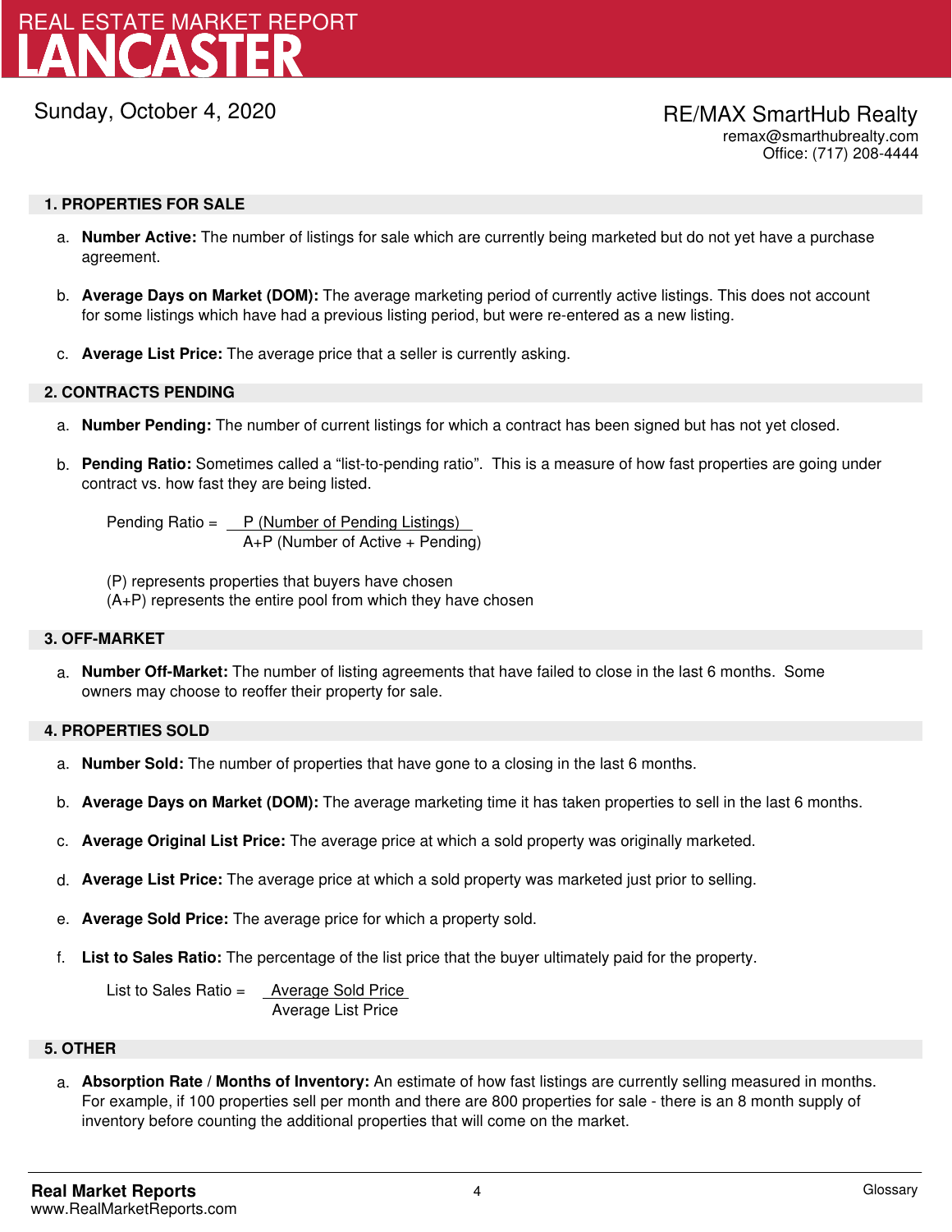# LANCASTER REAL ESTATE MARKET REPORT

Sunday, October 4, 2020

RE/MAX SmartHub Realty
remax@smarthubrealty.com
Office: (717) 208-4444

## 1. PROPERTIES FOR SALE

a. **Number Active:** The number of listings for sale which are currently being marketed but do not yet have a purchase agreement.

b. **Average Days on Market (DOM):** The average marketing period of currently active listings. This does not account for some listings which have had a previous listing period, but were re-entered as a new listing.

c. **Average List Price:** The average price that a seller is currently asking.

## 2. CONTRACTS PENDING

a. **Number Pending:** The number of current listings for which a contract has been signed but has not yet closed.

b. **Pending Ratio:** Sometimes called a "list-to-pending ratio". This is a measure of how fast properties are going under contract vs. how fast they are being listed.

$$\text{Pending Ratio} = \frac{\text{P (Number of Pending Listings)}}{\text{A+P (Number of Active + Pending)}}$$

(P) represents properties that buyers have chosen
(A+P) represents the entire pool from which they have chosen

## 3. OFF-MARKET

a. **Number Off-Market:** The number of listing agreements that have failed to close in the last 6 months. Some owners may choose to reoffer their property for sale.

## 4. PROPERTIES SOLD

a. **Number Sold:** The number of properties that have gone to a closing in the last 6 months.

b. **Average Days on Market (DOM):** The average marketing time it has taken properties to sell in the last 6 months.

c. **Average Original List Price:** The average price at which a sold property was originally marketed.

d. **Average List Price:** The average price at which a sold property was marketed just prior to selling.

e. **Average Sold Price:** The average price for which a property sold.

f. **List to Sales Ratio:** The percentage of the list price that the buyer ultimately paid for the property.

$$\text{List to Sales Ratio} = \frac{\text{Average Sold Price}}{\text{Average List Price}}$$

## 5. OTHER

a. **Absorption Rate / Months of Inventory:** An estimate of how fast listings are currently selling measured in months. For example, if 100 properties sell per month and there are 800 properties for sale - there is an 8 month supply of inventory before counting the additional properties that will come on the market.